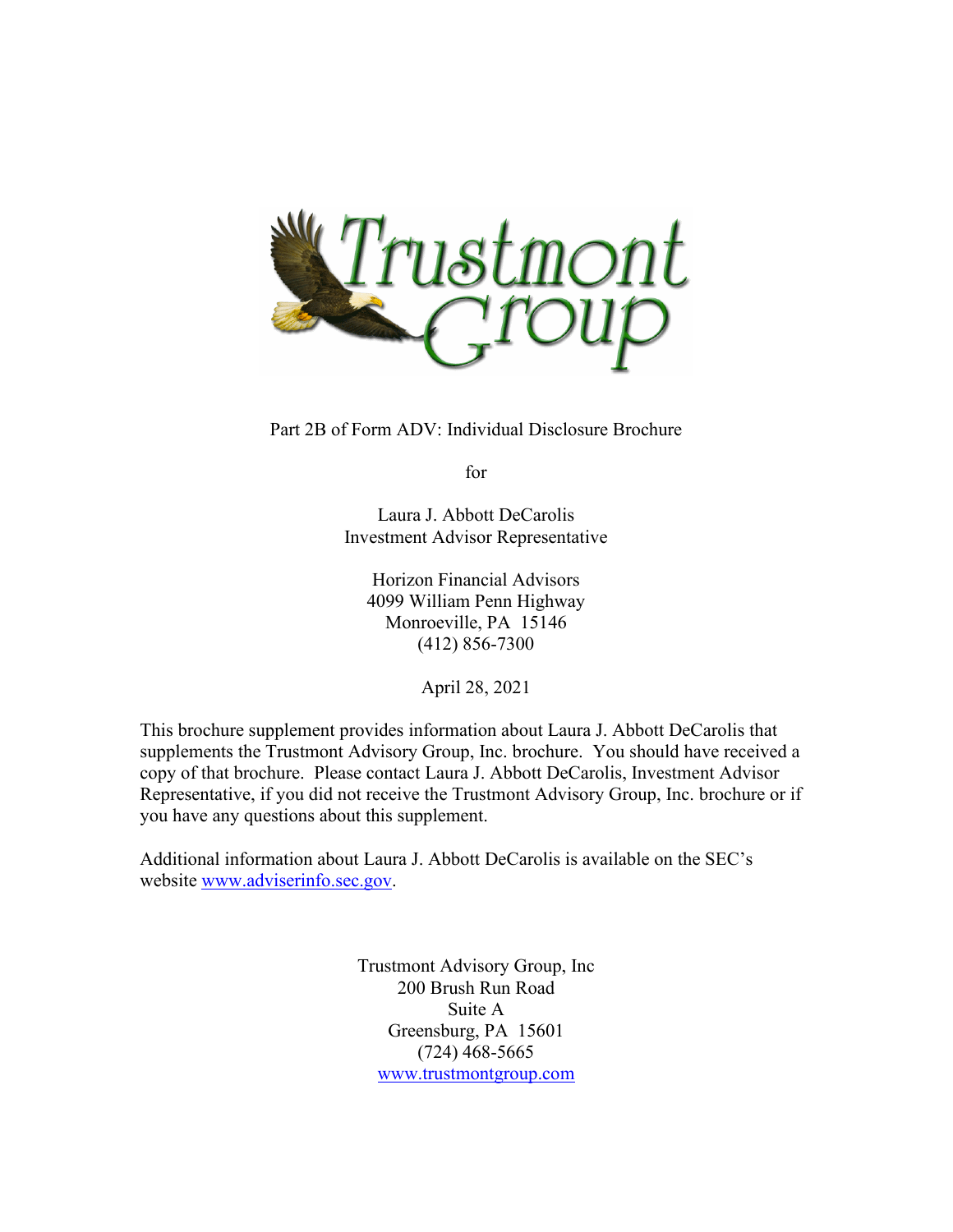Part 2B of Form ADV: Individual Disclosure Brochure

for

Laura J. Abbott DeCarolis
Investment Advisor Representative

Horizon Financial Advisors
4099 William Penn Highway
Monroeville, PA 15146
(412) 856-7300

April 28, 2021

This brochure supplement provides information about Laura J. Abbott DeCarolis that supplements the Trustmont Advisory Group, Inc. brochure. You should have received a copy of that brochure. Please contact Laura J. Abbott DeCarolis, Investment Advisor Representative, if you did not receive the Trustmont Advisory Group, Inc. brochure or if you have any questions about this supplement.

Additional information about Laura J. Abbott DeCarolis is available on the SEC's website [www.adviserinfo.sec.gov](http://www.adviserinfo.sec.gov).

Trustmont Advisory Group, Inc
200 Brush Run Road
Suite A
Greensburg, PA 15601
(724) 468-5665
[www.trustmontgroup.com](http://www.trustmontgroup.com)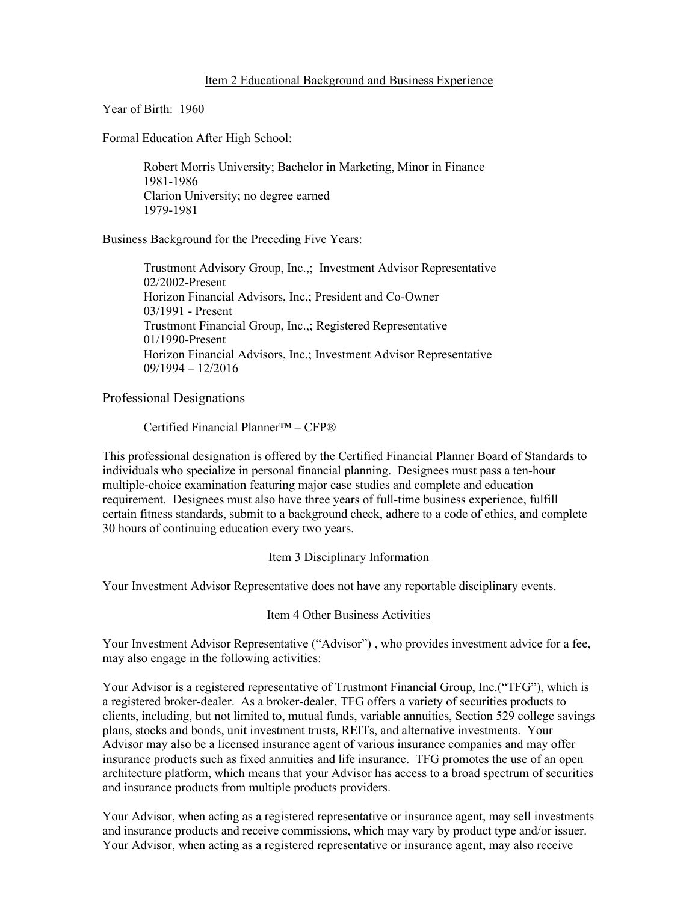## Item 2 Educational Background and Business Experience

Year of Birth: 1960

Formal Education After High School:

Robert Morris University; Bachelor in Marketing, Minor in Finance
1981-1986
Clarion University; no degree earned
1979-1981

Business Background for the Preceding Five Years:

Trustmont Advisory Group, Inc.,; Investment Advisor Representative
02/2002-Present
Horizon Financial Advisors, Inc,; President and Co-Owner
03/1991 - Present
Trustmont Financial Group, Inc.,; Registered Representative
01/1990-Present
Horizon Financial Advisors, Inc.; Investment Advisor Representative
09/1994 – 12/2016

### Professional Designations

Certified Financial Planner™ – CFP®

This professional designation is offered by the Certified Financial Planner Board of Standards to individuals who specialize in personal financial planning. Designees must pass a ten-hour multiple-choice examination featuring major case studies and complete and education requirement. Designees must also have three years of full-time business experience, fulfill certain fitness standards, submit to a background check, adhere to a code of ethics, and complete 30 hours of continuing education every two years.

## Item 3 Disciplinary Information

Your Investment Advisor Representative does not have any reportable disciplinary events.

## Item 4 Other Business Activities

Your Investment Advisor Representative ("Advisor") , who provides investment advice for a fee, may also engage in the following activities:

Your Advisor is a registered representative of Trustmont Financial Group, Inc.("TFG"), which is a registered broker-dealer. As a broker-dealer, TFG offers a variety of securities products to clients, including, but not limited to, mutual funds, variable annuities, Section 529 college savings plans, stocks and bonds, unit investment trusts, REITs, and alternative investments. Your Advisor may also be a licensed insurance agent of various insurance companies and may offer insurance products such as fixed annuities and life insurance. TFG promotes the use of an open architecture platform, which means that your Advisor has access to a broad spectrum of securities and insurance products from multiple products providers.

Your Advisor, when acting as a registered representative or insurance agent, may sell investments and insurance products and receive commissions, which may vary by product type and/or issuer. Your Advisor, when acting as a registered representative or insurance agent, may also receive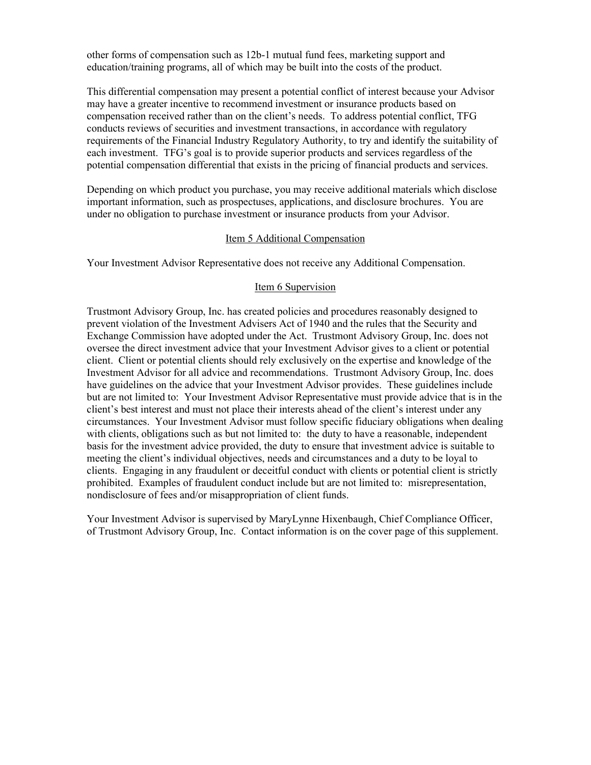other forms of compensation such as 12b-1 mutual fund fees, marketing support and education/training programs, all of which may be built into the costs of the product.

This differential compensation may present a potential conflict of interest because your Advisor may have a greater incentive to recommend investment or insurance products based on compensation received rather than on the client's needs. To address potential conflict, TFG conducts reviews of securities and investment transactions, in accordance with regulatory requirements of the Financial Industry Regulatory Authority, to try and identify the suitability of each investment. TFG's goal is to provide superior products and services regardless of the potential compensation differential that exists in the pricing of financial products and services.

Depending on which product you purchase, you may receive additional materials which disclose important information, such as prospectuses, applications, and disclosure brochures. You are under no obligation to purchase investment or insurance products from your Advisor.

## Item 5 Additional Compensation

Your Investment Advisor Representative does not receive any Additional Compensation.

## Item 6 Supervision

Trustmont Advisory Group, Inc. has created policies and procedures reasonably designed to prevent violation of the Investment Advisers Act of 1940 and the rules that the Security and Exchange Commission have adopted under the Act. Trustmont Advisory Group, Inc. does not oversee the direct investment advice that your Investment Advisor gives to a client or potential client. Client or potential clients should rely exclusively on the expertise and knowledge of the Investment Advisor for all advice and recommendations. Trustmont Advisory Group, Inc. does have guidelines on the advice that your Investment Advisor provides. These guidelines include but are not limited to: Your Investment Advisor Representative must provide advice that is in the client's best interest and must not place their interests ahead of the client's interest under any circumstances. Your Investment Advisor must follow specific fiduciary obligations when dealing with clients, obligations such as but not limited to: the duty to have a reasonable, independent basis for the investment advice provided, the duty to ensure that investment advice is suitable to meeting the client's individual objectives, needs and circumstances and a duty to be loyal to clients. Engaging in any fraudulent or deceitful conduct with clients or potential client is strictly prohibited. Examples of fraudulent conduct include but are not limited to: misrepresentation, nondisclosure of fees and/or misappropriation of client funds.

Your Investment Advisor is supervised by MaryLynne Hixenbaugh, Chief Compliance Officer, of Trustmont Advisory Group, Inc. Contact information is on the cover page of this supplement.